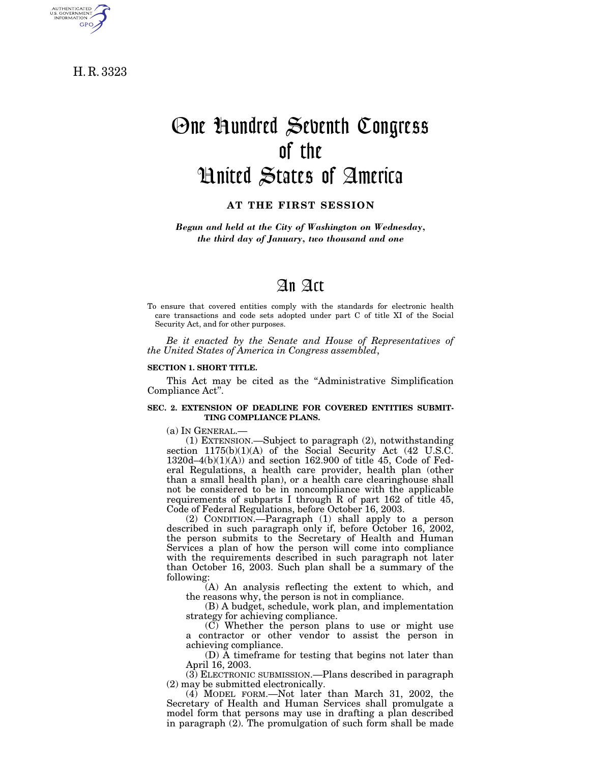H. R. 3323

# One Hundred Seventh Congress of the United States of America

**AT THE FIRST SESSION**

*Begun and held at the City of Washington on Wednesday, the third day of January, two thousand and one*

# An Act

To ensure that covered entities comply with the standards for electronic health care transactions and code sets adopted under part C of title XI of the Social Security Act, and for other purposes.

*Be it enacted by the Senate and House of Representatives of the United States of America in Congress assembled*,

**SECTION 1. SHORT TITLE.**

This Act may be cited as the "Administrative Simplification Compliance Act".

**SEC. 2. EXTENSION OF DEADLINE FOR COVERED ENTITIES SUBMITTING COMPLIANCE PLANS.**

(a) IN GENERAL.—

(1) EXTENSION.—Subject to paragraph (2), notwithstanding section 1175(b)(1)(A) of the Social Security Act (42 U.S.C. 1320d–4(b)(1)(A)) and section 162.900 of title 45, Code of Federal Regulations, a health care provider, health plan (other than a small health plan), or a health care clearinghouse shall not be considered to be in noncompliance with the applicable requirements of subparts I through R of part 162 of title 45, Code of Federal Regulations, before October 16, 2003.

(2) CONDITION.—Paragraph (1) shall apply to a person described in such paragraph only if, before October 16, 2002, the person submits to the Secretary of Health and Human Services a plan of how the person will come into compliance with the requirements described in such paragraph not later than October 16, 2003. Such plan shall be a summary of the following:

(A) An analysis reflecting the extent to which, and the reasons why, the person is not in compliance.

(B) A budget, schedule, work plan, and implementation strategy for achieving compliance.

(C) Whether the person plans to use or might use a contractor or other vendor to assist the person in achieving compliance.

(D) A timeframe for testing that begins not later than April 16, 2003.

(3) ELECTRONIC SUBMISSION.—Plans described in paragraph (2) may be submitted electronically.

(4) MODEL FORM.—Not later than March 31, 2002, the Secretary of Health and Human Services shall promulgate a model form that persons may use in drafting a plan described in paragraph (2). The promulgation of such form shall be made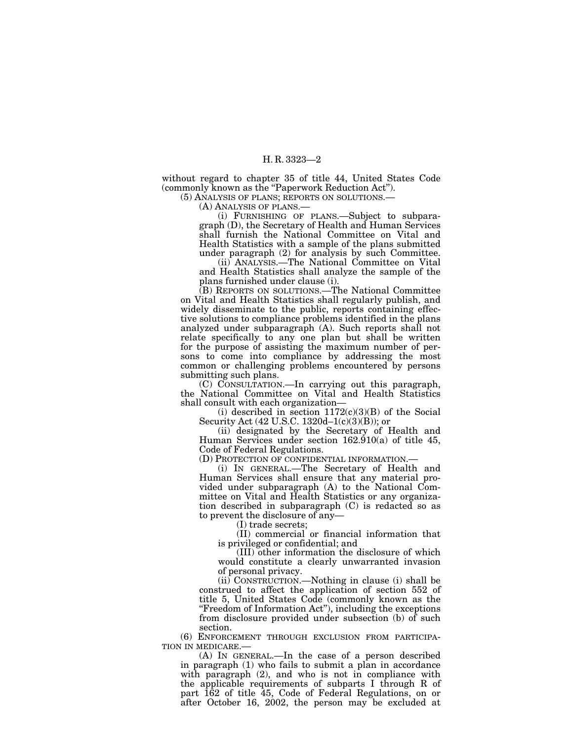without regard to chapter 35 of title 44, United States Code (commonly known as the "Paperwork Reduction Act").

(5) ANALYSIS OF PLANS; REPORTS ON SOLUTIONS.—

(A) ANALYSIS OF PLANS.—

(i) FURNISHING OF PLANS.—Subject to subparagraph (D), the Secretary of Health and Human Services shall furnish the National Committee on Vital and Health Statistics with a sample of the plans submitted under paragraph (2) for analysis by such Committee.

(ii) ANALYSIS.—The National Committee on Vital and Health Statistics shall analyze the sample of the plans furnished under clause (i).

(B) REPORTS ON SOLUTIONS.—The National Committee on Vital and Health Statistics shall regularly publish, and widely disseminate to the public, reports containing effective solutions to compliance problems identified in the plans analyzed under subparagraph (A). Such reports shall not relate specifically to any one plan but shall be written for the purpose of assisting the maximum number of persons to come into compliance by addressing the most common or challenging problems encountered by persons submitting such plans.

(C) CONSULTATION.—In carrying out this paragraph, the National Committee on Vital and Health Statistics shall consult with each organization—

(i) described in section 1172(c)(3)(B) of the Social Security Act (42 U.S.C. 1320d–1(c)(3)(B)); or

(ii) designated by the Secretary of Health and Human Services under section 162.910(a) of title 45, Code of Federal Regulations.

(D) PROTECTION OF CONFIDENTIAL INFORMATION.—

(i) IN GENERAL.—The Secretary of Health and Human Services shall ensure that any material provided under subparagraph (A) to the National Committee on Vital and Health Statistics or any organization described in subparagraph (C) is redacted so as to prevent the disclosure of any—

(I) trade secrets;

(II) commercial or financial information that is privileged or confidential; and

(III) other information the disclosure of which would constitute a clearly unwarranted invasion of personal privacy.

(ii) CONSTRUCTION.—Nothing in clause (i) shall be construed to affect the application of section 552 of title 5, United States Code (commonly known as the "Freedom of Information Act"), including the exceptions from disclosure provided under subsection (b) of such section.

(6) ENFORCEMENT THROUGH EXCLUSION FROM PARTICIPATION IN MEDICARE.—

(A) IN GENERAL.—In the case of a person described in paragraph (1) who fails to submit a plan in accordance with paragraph (2), and who is not in compliance with the applicable requirements of subparts I through R of part 162 of title 45, Code of Federal Regulations, on or after October 16, 2002, the person may be excluded at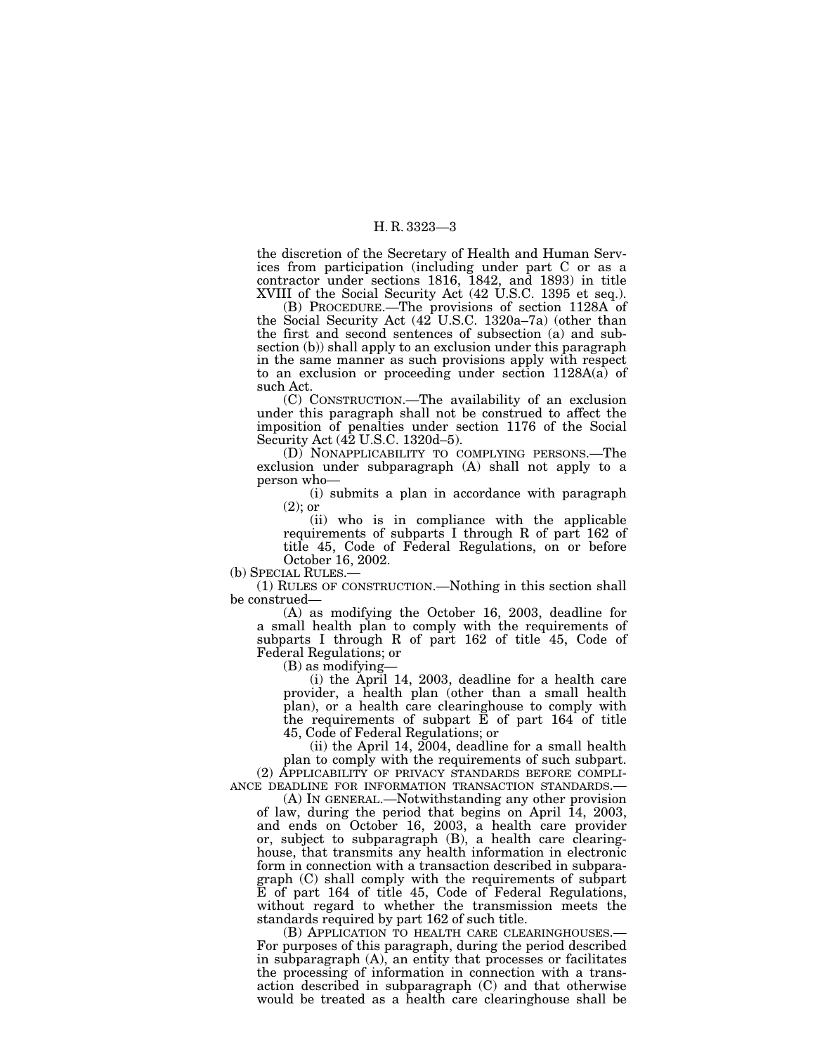the discretion of the Secretary of Health and Human Services from participation (including under part C or as a contractor under sections 1816, 1842, and 1893) in title XVIII of the Social Security Act (42 U.S.C. 1395 et seq.).

(B) PROCEDURE.—The provisions of section 1128A of the Social Security Act (42 U.S.C. 1320a–7a) (other than the first and second sentences of subsection (a) and subsection (b)) shall apply to an exclusion under this paragraph in the same manner as such provisions apply with respect to an exclusion or proceeding under section 1128A(a) of such Act.

(C) CONSTRUCTION.—The availability of an exclusion under this paragraph shall not be construed to affect the imposition of penalties under section 1176 of the Social Security Act (42 U.S.C. 1320d–5).

(D) NONAPPLICABILITY TO COMPLYING PERSONS.—The exclusion under subparagraph (A) shall not apply to a person who—

(i) submits a plan in accordance with paragraph (2); or

(ii) who is in compliance with the applicable requirements of subparts I through R of part 162 of title 45, Code of Federal Regulations, on or before October 16, 2002.

(b) SPECIAL RULES.—

(1) RULES OF CONSTRUCTION.—Nothing in this section shall be construed—

(A) as modifying the October 16, 2003, deadline for a small health plan to comply with the requirements of subparts I through R of part 162 of title 45, Code of Federal Regulations; or

(B) as modifying—

(i) the April 14, 2003, deadline for a health care provider, a health plan (other than a small health plan), or a health care clearinghouse to comply with the requirements of subpart E of part 164 of title 45, Code of Federal Regulations; or

(ii) the April 14, 2004, deadline for a small health plan to comply with the requirements of such subpart.

(2) APPLICABILITY OF PRIVACY STANDARDS BEFORE COMPLIANCE DEADLINE FOR INFORMATION TRANSACTION STANDARDS.—

(A) IN GENERAL.—Notwithstanding any other provision of law, during the period that begins on April 14, 2003, and ends on October 16, 2003, a health care provider or, subject to subparagraph (B), a health care clearinghouse, that transmits any health information in electronic form in connection with a transaction described in subparagraph (C) shall comply with the requirements of subpart E of part 164 of title 45, Code of Federal Regulations, without regard to whether the transmission meets the standards required by part 162 of such title.

(B) APPLICATION TO HEALTH CARE CLEARINGHOUSES.—For purposes of this paragraph, during the period described in subparagraph (A), an entity that processes or facilitates the processing of information in connection with a transaction described in subparagraph (C) and that otherwise would be treated as a health care clearinghouse shall be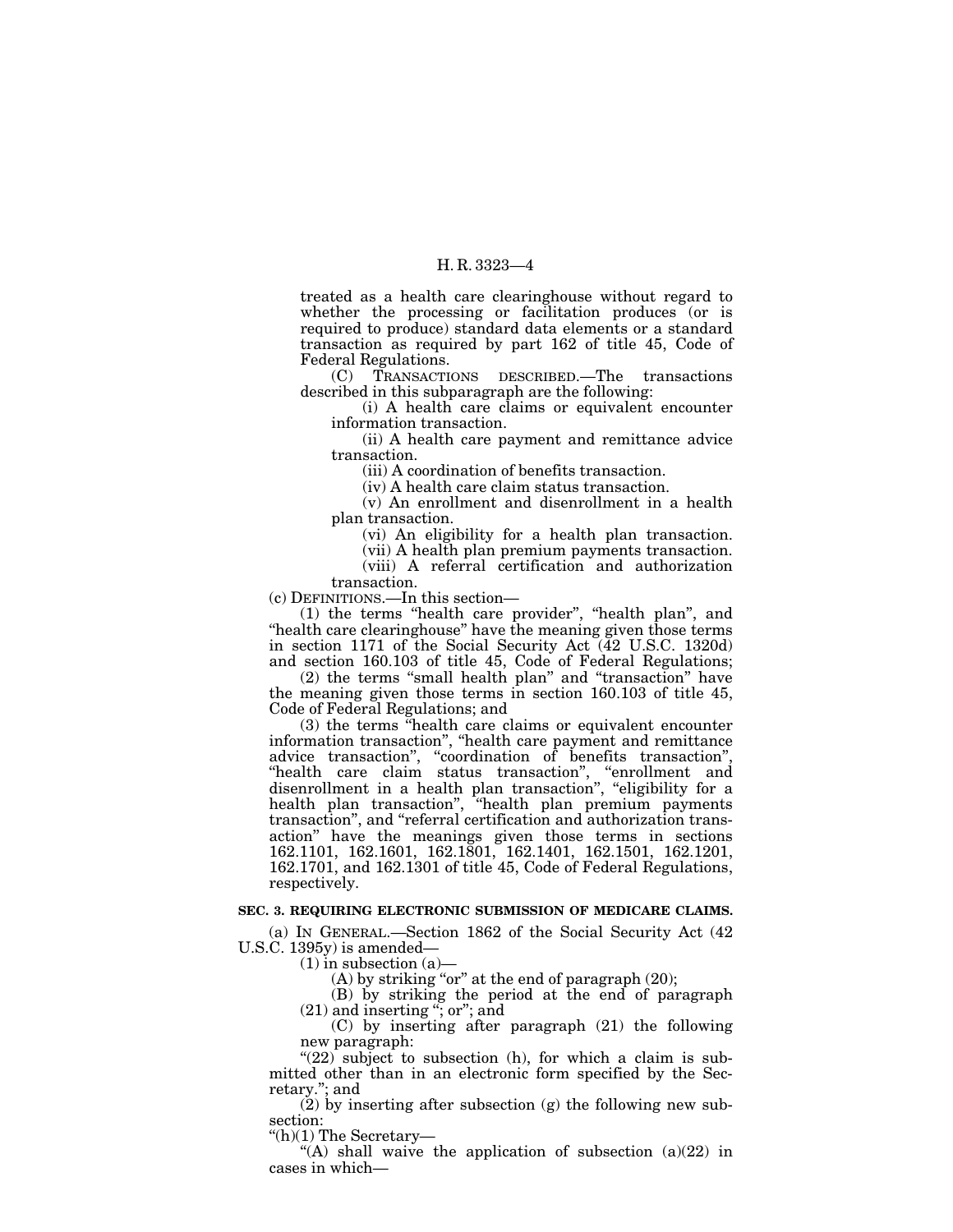treated as a health care clearinghouse without regard to whether the processing or facilitation produces (or is required to produce) standard data elements or a standard transaction as required by part 162 of title 45, Code of Federal Regulations.

(C) TRANSACTIONS DESCRIBED.—The transactions described in this subparagraph are the following:

(i) A health care claims or equivalent encounter information transaction.

(ii) A health care payment and remittance advice transaction.

(iii) A coordination of benefits transaction.

(iv) A health care claim status transaction.

(v) An enrollment and disenrollment in a health plan transaction.

(vi) An eligibility for a health plan transaction.

(vii) A health plan premium payments transaction.

(viii) A referral certification and authorization transaction.

(c) DEFINITIONS.—In this section—

(1) the terms "health care provider", "health plan", and "health care clearinghouse" have the meaning given those terms in section 1171 of the Social Security Act (42 U.S.C. 1320d) and section 160.103 of title 45, Code of Federal Regulations;

(2) the terms "small health plan" and "transaction" have the meaning given those terms in section 160.103 of title 45, Code of Federal Regulations; and

(3) the terms "health care claims or equivalent encounter information transaction", "health care payment and remittance advice transaction", "coordination of benefits transaction", "health care claim status transaction", "enrollment and disenrollment in a health plan transaction", "eligibility for a health plan transaction", "health plan premium payments transaction", and "referral certification and authorization transaction" have the meanings given those terms in sections 162.1101, 162.1601, 162.1801, 162.1401, 162.1501, 162.1201, 162.1701, and 162.1301 of title 45, Code of Federal Regulations, respectively.

**SEC. 3. REQUIRING ELECTRONIC SUBMISSION OF MEDICARE CLAIMS.**

(a) IN GENERAL.—Section 1862 of the Social Security Act (42 U.S.C. 1395y) is amended—

(1) in subsection (a)—

(A) by striking "or" at the end of paragraph (20);

(B) by striking the period at the end of paragraph (21) and inserting "; or"; and

(C) by inserting after paragraph (21) the following new paragraph:

"(22) subject to subsection (h), for which a claim is submitted other than in an electronic form specified by the Secretary."; and

(2) by inserting after subsection (g) the following new subsection:

"(h)(1) The Secretary—

"(A) shall waive the application of subsection (a)(22) in cases in which—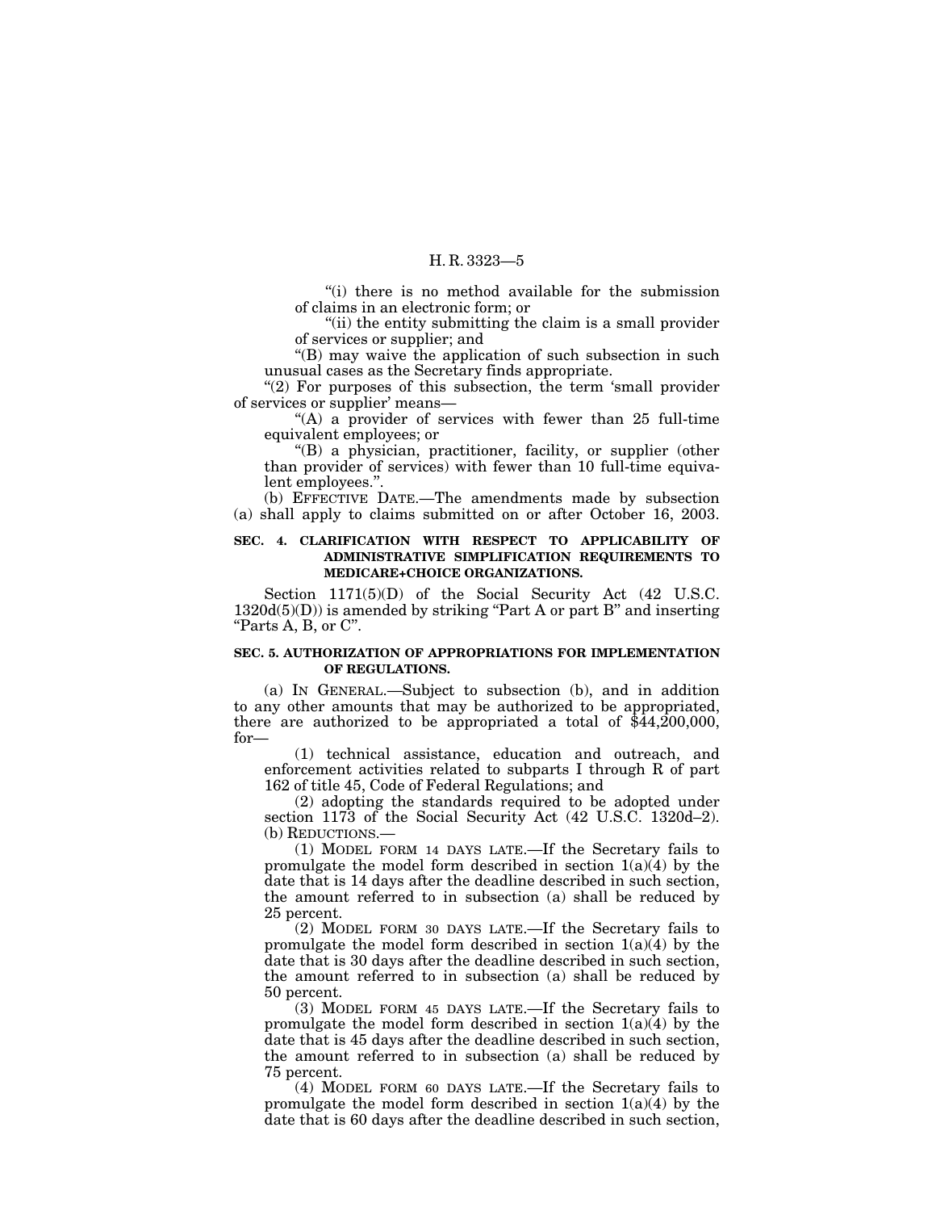"(i) there is no method available for the submission of claims in an electronic form; or

"(ii) the entity submitting the claim is a small provider of services or supplier; and

"(B) may waive the application of such subsection in such unusual cases as the Secretary finds appropriate.

"(2) For purposes of this subsection, the term 'small provider of services or supplier' means—

"(A) a provider of services with fewer than 25 full-time equivalent employees; or

"(B) a physician, practitioner, facility, or supplier (other than provider of services) with fewer than 10 full-time equivalent employees.".

(b) EFFECTIVE DATE.—The amendments made by subsection (a) shall apply to claims submitted on or after October 16, 2003.

**SEC. 4. CLARIFICATION WITH RESPECT TO APPLICABILITY OF ADMINISTRATIVE SIMPLIFICATION REQUIREMENTS TO MEDICARE+CHOICE ORGANIZATIONS.**

Section 1171(5)(D) of the Social Security Act (42 U.S.C. 1320d(5)(D)) is amended by striking "Part A or part B" and inserting "Parts A, B, or C".

**SEC. 5. AUTHORIZATION OF APPROPRIATIONS FOR IMPLEMENTATION OF REGULATIONS.**

(a) IN GENERAL.—Subject to subsection (b), and in addition to any other amounts that may be authorized to be appropriated, there are authorized to be appropriated a total of $44,200,000, for—

(1) technical assistance, education and outreach, and enforcement activities related to subparts I through R of part 162 of title 45, Code of Federal Regulations; and

(2) adopting the standards required to be adopted under section 1173 of the Social Security Act (42 U.S.C. 1320d–2).

(b) REDUCTIONS.—

(1) MODEL FORM 14 DAYS LATE.—If the Secretary fails to promulgate the model form described in section 1(a)(4) by the date that is 14 days after the deadline described in such section, the amount referred to in subsection (a) shall be reduced by 25 percent.

(2) MODEL FORM 30 DAYS LATE.—If the Secretary fails to promulgate the model form described in section 1(a)(4) by the date that is 30 days after the deadline described in such section, the amount referred to in subsection (a) shall be reduced by 50 percent.

(3) MODEL FORM 45 DAYS LATE.—If the Secretary fails to promulgate the model form described in section 1(a)(4) by the date that is 45 days after the deadline described in such section, the amount referred to in subsection (a) shall be reduced by 75 percent.

(4) MODEL FORM 60 DAYS LATE.—If the Secretary fails to promulgate the model form described in section 1(a)(4) by the date that is 60 days after the deadline described in such section,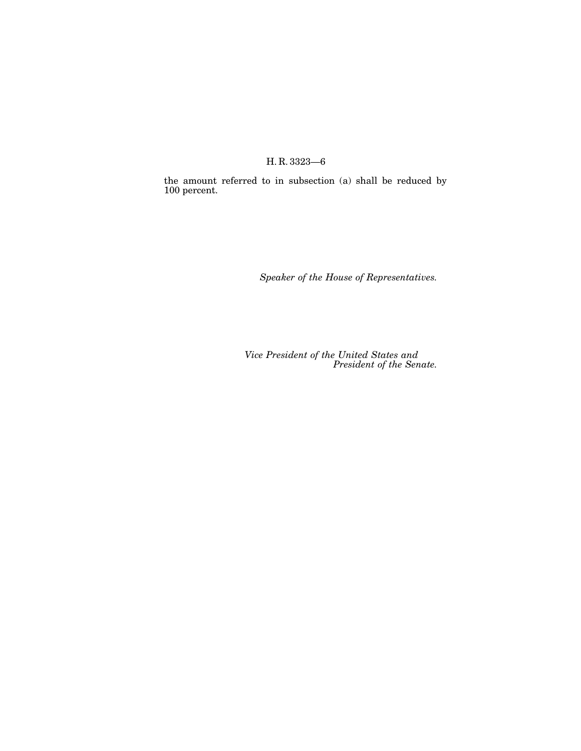the amount referred to in subsection (a) shall be reduced by 100 percent.

*Speaker of the House of Representatives.*

*Vice President of the United States and President of the Senate.*